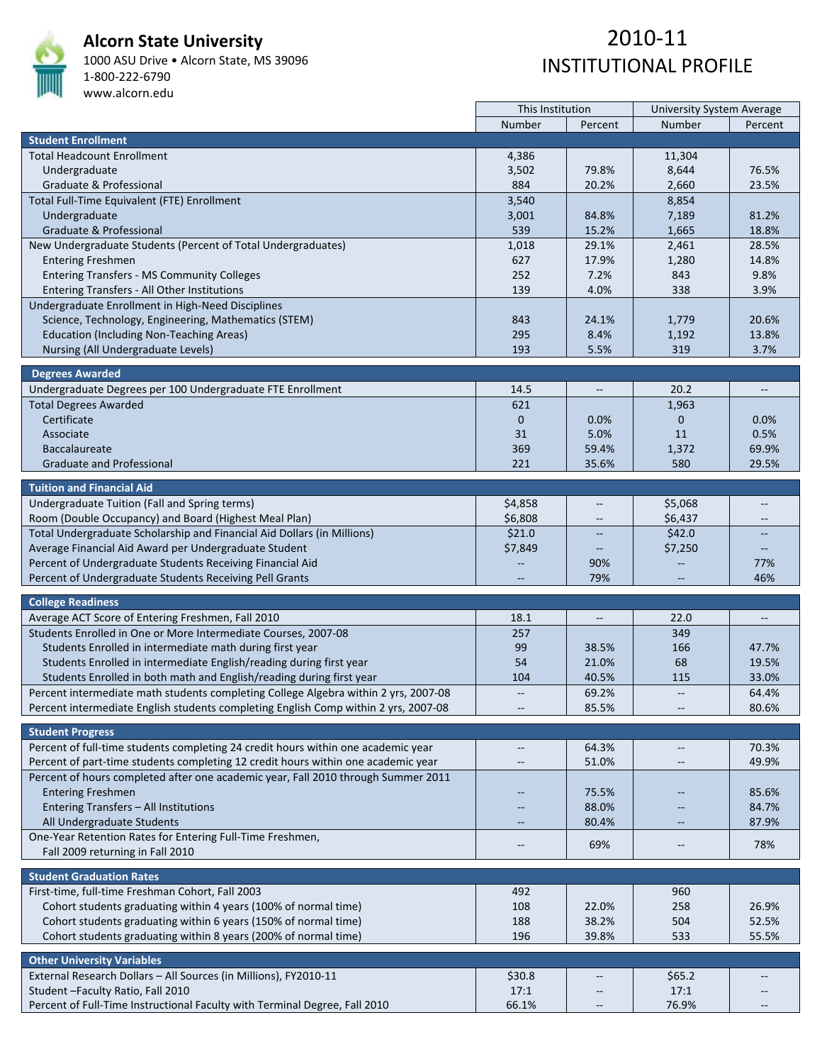# Alcorn State University

1000 ASU Drive • Alcorn State, MS 39096
1-800-222-6790
www.alcorn.edu

# 2010-11 INSTITUTIONAL PROFILE

| | This Institution | | University System Average | |
|---|---|---|---|---|
| | Number | Percent | Number | Percent |
| **Student Enrollment** | | | | |
| Total Headcount Enrollment | 4,386 | | 11,304 | |
| Undergraduate | 3,502 | 79.8% | 8,644 | 76.5% |
| Graduate & Professional | 884 | 20.2% | 2,660 | 23.5% |
| Total Full-Time Equivalent (FTE) Enrollment | 3,540 | | 8,854 | |
| Undergraduate | 3,001 | 84.8% | 7,189 | 81.2% |
| Graduate & Professional | 539 | 15.2% | 1,665 | 18.8% |
| New Undergraduate Students (Percent of Total Undergraduates) | 1,018 | 29.1% | 2,461 | 28.5% |
| Entering Freshmen | 627 | 17.9% | 1,280 | 14.8% |
| Entering Transfers - MS Community Colleges | 252 | 7.2% | 843 | 9.8% |
| Entering Transfers - All Other Institutions | 139 | 4.0% | 338 | 3.9% |
| Undergraduate Enrollment in High-Need Disciplines | | | | |
| Science, Technology, Engineering, Mathematics (STEM) | 843 | 24.1% | 1,779 | 20.6% |
| Education (Including Non-Teaching Areas) | 295 | 8.4% | 1,192 | 13.8% |
| Nursing (All Undergraduate Levels) | 193 | 5.5% | 319 | 3.7% |
| **Degrees Awarded** | | | | |
| Undergraduate Degrees per 100 Undergraduate FTE Enrollment | 14.5 | -- | 20.2 | -- |
| Total Degrees Awarded | 621 | | 1,963 | |
| Certificate | 0 | 0.0% | 0 | 0.0% |
| Associate | 31 | 5.0% | 11 | 0.5% |
| Baccalaureate | 369 | 59.4% | 1,372 | 69.9% |
| Graduate and Professional | 221 | 35.6% | 580 | 29.5% |
| **Tuition and Financial Aid** | | | | |
| Undergraduate Tuition (Fall and Spring terms) | $4,858 | -- | $5,068 | -- |
| Room (Double Occupancy) and Board (Highest Meal Plan) | $6,808 | -- | $6,437 | -- |
| Total Undergraduate Scholarship and Financial Aid Dollars (in Millions) | $21.0 | -- | $42.0 | -- |
| Average Financial Aid Award per Undergraduate Student | $7,849 | -- | $7,250 | -- |
| Percent of Undergraduate Students Receiving Financial Aid | -- | 90% | -- | 77% |
| Percent of Undergraduate Students Receiving Pell Grants | -- | 79% | -- | 46% |
| **College Readiness** | | | | |
| Average ACT Score of Entering Freshmen, Fall 2010 | 18.1 | -- | 22.0 | -- |
| Students Enrolled in One or More Intermediate Courses, 2007-08 | 257 | | 349 | |
| Students Enrolled in intermediate math during first year | 99 | 38.5% | 166 | 47.7% |
| Students Enrolled in intermediate English/reading during first year | 54 | 21.0% | 68 | 19.5% |
| Students Enrolled in both math and English/reading during first year | 104 | 40.5% | 115 | 33.0% |
| Percent intermediate math students completing College Algebra within 2 yrs, 2007-08 | -- | 69.2% | -- | 64.4% |
| Percent intermediate English students completing English Comp within 2 yrs, 2007-08 | -- | 85.5% | -- | 80.6% |
| **Student Progress** | | | | |
| Percent of full-time students completing 24 credit hours within one academic year | -- | 64.3% | -- | 70.3% |
| Percent of part-time students completing 12 credit hours within one academic year | -- | 51.0% | -- | 49.9% |
| Percent of hours completed after one academic year, Fall 2010 through Summer 2011 | | | | |
| Entering Freshmen | -- | 75.5% | -- | 85.6% |
| Entering Transfers – All Institutions | -- | 88.0% | -- | 84.7% |
| All Undergraduate Students | -- | 80.4% | -- | 87.9% |
| One-Year Retention Rates for Entering Full-Time Freshmen, Fall 2009 returning in Fall 2010 | -- | 69% | -- | 78% |
| **Student Graduation Rates** | | | | |
| First-time, full-time Freshman Cohort, Fall 2003 | 492 | | 960 | |
| Cohort students graduating within 4 years (100% of normal time) | 108 | 22.0% | 258 | 26.9% |
| Cohort students graduating within 6 years (150% of normal time) | 188 | 38.2% | 504 | 52.5% |
| Cohort students graduating within 8 years (200% of normal time) | 196 | 39.8% | 533 | 55.5% |
| **Other University Variables** | | | | |
| External Research Dollars – All Sources (in Millions), FY2010-11 | $30.8 | -- | $65.2 | -- |
| Student –Faculty Ratio, Fall 2010 | 17:1 | -- | 17:1 | -- |
| Percent of Full-Time Instructional Faculty with Terminal Degree, Fall 2010 | 66.1% | -- | 76.9% | -- |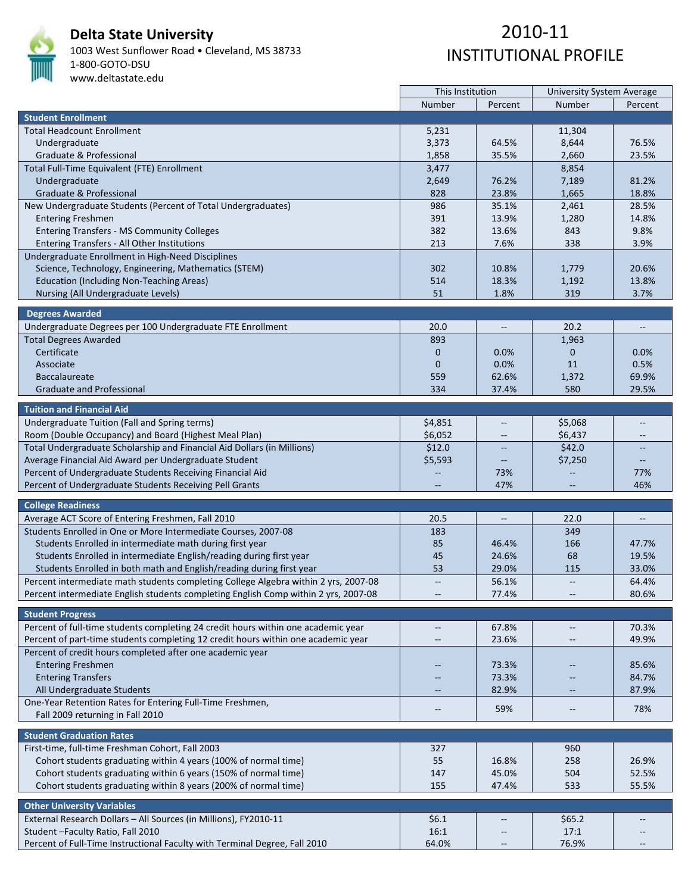# Delta State University

1003 West Sunflower Road • Cleveland, MS 38733
1-800-GOTO-DSU
www.deltastate.edu

# 2010-11 INSTITUTIONAL PROFILE

| | This Institution | | University System Average | |
|---|---|---|---|---|
| | Number | Percent | Number | Percent |
| **Student Enrollment** | | | | |
| Total Headcount Enrollment | 5,231 | | 11,304 | |
| Undergraduate | 3,373 | 64.5% | 8,644 | 76.5% |
| Graduate & Professional | 1,858 | 35.5% | 2,660 | 23.5% |
| Total Full-Time Equivalent (FTE) Enrollment | 3,477 | | 8,854 | |
| Undergraduate | 2,649 | 76.2% | 7,189 | 81.2% |
| Graduate & Professional | 828 | 23.8% | 1,665 | 18.8% |
| New Undergraduate Students (Percent of Total Undergraduates) | 986 | 35.1% | 2,461 | 28.5% |
| Entering Freshmen | 391 | 13.9% | 1,280 | 14.8% |
| Entering Transfers - MS Community Colleges | 382 | 13.6% | 843 | 9.8% |
| Entering Transfers - All Other Institutions | 213 | 7.6% | 338 | 3.9% |
| Undergraduate Enrollment in High-Need Disciplines | | | | |
| Science, Technology, Engineering, Mathematics (STEM) | 302 | 10.8% | 1,779 | 20.6% |
| Education (Including Non-Teaching Areas) | 514 | 18.3% | 1,192 | 13.8% |
| Nursing (All Undergraduate Levels) | 51 | 1.8% | 319 | 3.7% |
| **Degrees Awarded** | | | | |
| Undergraduate Degrees per 100 Undergraduate FTE Enrollment | 20.0 | -- | 20.2 | -- |
| Total Degrees Awarded | 893 | | 1,963 | |
| Certificate | 0 | 0.0% | 0 | 0.0% |
| Associate | 0 | 0.0% | 11 | 0.5% |
| Baccalaureate | 559 | 62.6% | 1,372 | 69.9% |
| Graduate and Professional | 334 | 37.4% | 580 | 29.5% |
| **Tuition and Financial Aid** | | | | |
| Undergraduate Tuition (Fall and Spring terms) | $4,851 | -- | $5,068 | -- |
| Room (Double Occupancy) and Board (Highest Meal Plan) | $6,052 | -- | $6,437 | -- |
| Total Undergraduate Scholarship and Financial Aid Dollars (in Millions) | $12.0 | -- | $42.0 | -- |
| Average Financial Aid Award per Undergraduate Student | $5,593 | -- | $7,250 | -- |
| Percent of Undergraduate Students Receiving Financial Aid | -- | 73% | -- | 77% |
| Percent of Undergraduate Students Receiving Pell Grants | -- | 47% | -- | 46% |
| **College Readiness** | | | | |
| Average ACT Score of Entering Freshmen, Fall 2010 | 20.5 | -- | 22.0 | -- |
| Students Enrolled in One or More Intermediate Courses, 2007-08 | 183 | | 349 | |
| Students Enrolled in intermediate math during first year | 85 | 46.4% | 166 | 47.7% |
| Students Enrolled in intermediate English/reading during first year | 45 | 24.6% | 68 | 19.5% |
| Students Enrolled in both math and English/reading during first year | 53 | 29.0% | 115 | 33.0% |
| Percent intermediate math students completing College Algebra within 2 yrs, 2007-08 | -- | 56.1% | -- | 64.4% |
| Percent intermediate English students completing English Comp within 2 yrs, 2007-08 | -- | 77.4% | -- | 80.6% |
| **Student Progress** | | | | |
| Percent of full-time students completing 24 credit hours within one academic year | -- | 67.8% | -- | 70.3% |
| Percent of part-time students completing 12 credit hours within one academic year | -- | 23.6% | -- | 49.9% |
| Percent of credit hours completed after one academic year | | | | |
| Entering Freshmen | -- | 73.3% | -- | 85.6% |
| Entering Transfers | -- | 73.3% | -- | 84.7% |
| All Undergraduate Students | -- | 82.9% | -- | 87.9% |
| One-Year Retention Rates for Entering Full-Time Freshmen, Fall 2009 returning in Fall 2010 | -- | 59% | -- | 78% |
| **Student Graduation Rates** | | | | |
| First-time, full-time Freshman Cohort, Fall 2003 | 327 | | 960 | |
| Cohort students graduating within 4 years (100% of normal time) | 55 | 16.8% | 258 | 26.9% |
| Cohort students graduating within 6 years (150% of normal time) | 147 | 45.0% | 504 | 52.5% |
| Cohort students graduating within 8 years (200% of normal time) | 155 | 47.4% | 533 | 55.5% |
| **Other University Variables** | | | | |
| External Research Dollars – All Sources (in Millions), FY2010-11 | $6.1 | -- | $65.2 | -- |
| Student –Faculty Ratio, Fall 2010 | 16:1 | -- | 17:1 | -- |
| Percent of Full-Time Instructional Faculty with Terminal Degree, Fall 2010 | 64.0% | -- | 76.9% | -- |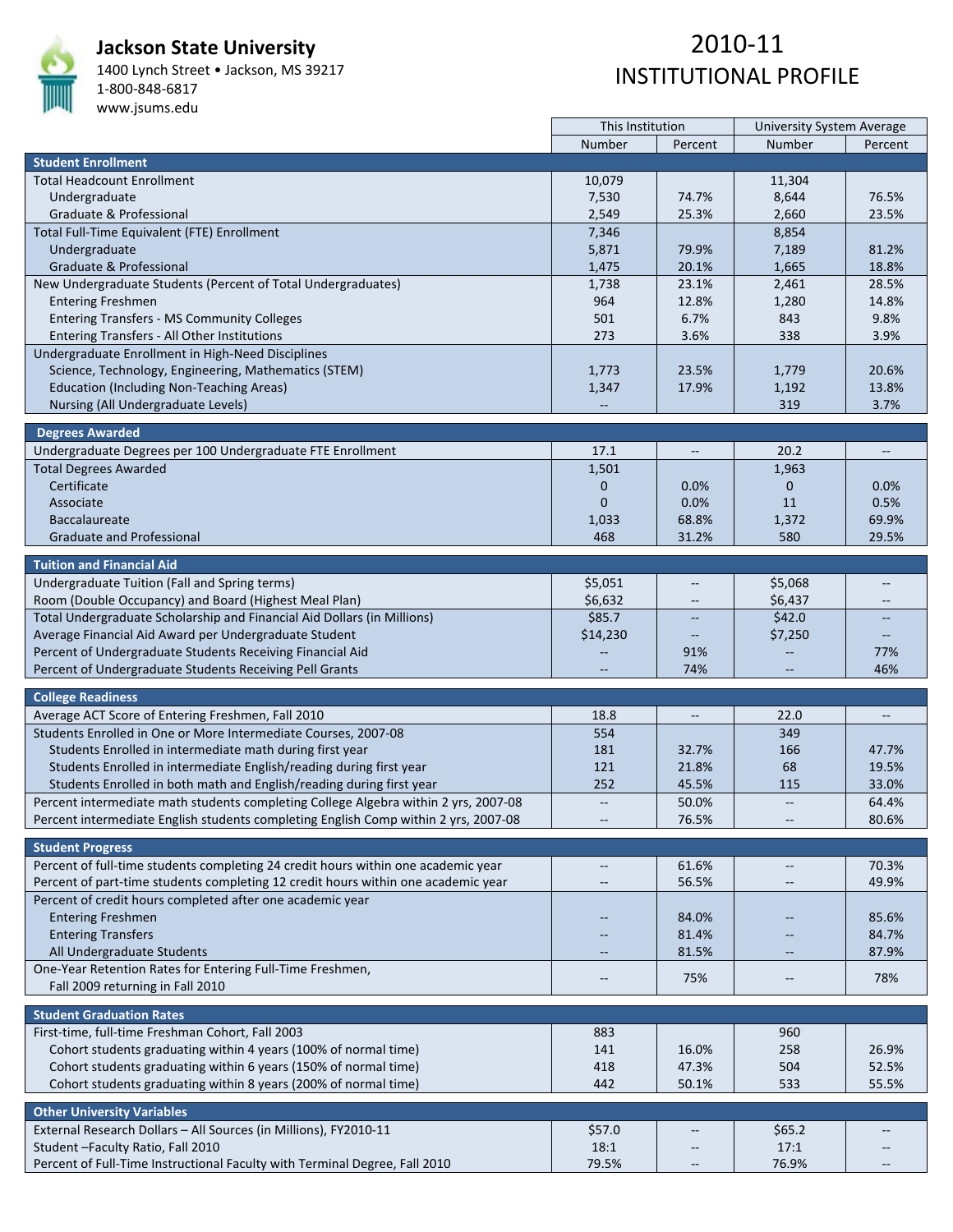# Jackson State University

1400 Lynch Street • Jackson, MS 39217
1-800-848-6817
www.jsums.edu

## 2010-11 INSTITUTIONAL PROFILE

| | This Institution | | University System Average | |
|---|---|---|---|---|
| | Number | Percent | Number | Percent |
| **Student Enrollment** | | | | |
| Total Headcount Enrollment | 10,079 | | 11,304 | |
| Undergraduate | 7,530 | 74.7% | 8,644 | 76.5% |
| Graduate & Professional | 2,549 | 25.3% | 2,660 | 23.5% |
| Total Full-Time Equivalent (FTE) Enrollment | 7,346 | | 8,854 | |
| Undergraduate | 5,871 | 79.9% | 7,189 | 81.2% |
| Graduate & Professional | 1,475 | 20.1% | 1,665 | 18.8% |
| New Undergraduate Students (Percent of Total Undergraduates) | 1,738 | 23.1% | 2,461 | 28.5% |
| Entering Freshmen | 964 | 12.8% | 1,280 | 14.8% |
| Entering Transfers - MS Community Colleges | 501 | 6.7% | 843 | 9.8% |
| Entering Transfers - All Other Institutions | 273 | 3.6% | 338 | 3.9% |
| Undergraduate Enrollment in High-Need Disciplines | | | | |
| Science, Technology, Engineering, Mathematics (STEM) | 1,773 | 23.5% | 1,779 | 20.6% |
| Education (Including Non-Teaching Areas) | 1,347 | 17.9% | 1,192 | 13.8% |
| Nursing (All Undergraduate Levels) | -- | | 319 | 3.7% |
| **Degrees Awarded** | | | | |
| Undergraduate Degrees per 100 Undergraduate FTE Enrollment | 17.1 | -- | 20.2 | -- |
| Total Degrees Awarded | 1,501 | | 1,963 | |
| Certificate | 0 | 0.0% | 0 | 0.0% |
| Associate | 0 | 0.0% | 11 | 0.5% |
| Baccalaureate | 1,033 | 68.8% | 1,372 | 69.9% |
| Graduate and Professional | 468 | 31.2% | 580 | 29.5% |
| **Tuition and Financial Aid** | | | | |
| Undergraduate Tuition (Fall and Spring terms) | $5,051 | -- | $5,068 | -- |
| Room (Double Occupancy) and Board (Highest Meal Plan) | $6,632 | -- | $6,437 | -- |
| Total Undergraduate Scholarship and Financial Aid Dollars (in Millions) | $85.7 | -- | $42.0 | -- |
| Average Financial Aid Award per Undergraduate Student | $14,230 | -- | $7,250 | -- |
| Percent of Undergraduate Students Receiving Financial Aid | -- | 91% | -- | 77% |
| Percent of Undergraduate Students Receiving Pell Grants | -- | 74% | -- | 46% |
| **College Readiness** | | | | |
| Average ACT Score of Entering Freshmen, Fall 2010 | 18.8 | -- | 22.0 | -- |
| Students Enrolled in One or More Intermediate Courses, 2007-08 | 554 | | 349 | |
| Students Enrolled in intermediate math during first year | 181 | 32.7% | 166 | 47.7% |
| Students Enrolled in intermediate English/reading during first year | 121 | 21.8% | 68 | 19.5% |
| Students Enrolled in both math and English/reading during first year | 252 | 45.5% | 115 | 33.0% |
| Percent intermediate math students completing College Algebra within 2 yrs, 2007-08 | -- | 50.0% | -- | 64.4% |
| Percent intermediate English students completing English Comp within 2 yrs, 2007-08 | -- | 76.5% | -- | 80.6% |
| **Student Progress** | | | | |
| Percent of full-time students completing 24 credit hours within one academic year | -- | 61.6% | -- | 70.3% |
| Percent of part-time students completing 12 credit hours within one academic year | -- | 56.5% | -- | 49.9% |
| Percent of credit hours completed after one academic year | | | | |
| Entering Freshmen | -- | 84.0% | -- | 85.6% |
| Entering Transfers | -- | 81.4% | -- | 84.7% |
| All Undergraduate Students | -- | 81.5% | -- | 87.9% |
| One-Year Retention Rates for Entering Full-Time Freshmen, Fall 2009 returning in Fall 2010 | -- | 75% | -- | 78% |
| **Student Graduation Rates** | | | | |
| First-time, full-time Freshman Cohort, Fall 2003 | 883 | | 960 | |
| Cohort students graduating within 4 years (100% of normal time) | 141 | 16.0% | 258 | 26.9% |
| Cohort students graduating within 6 years (150% of normal time) | 418 | 47.3% | 504 | 52.5% |
| Cohort students graduating within 8 years (200% of normal time) | 442 | 50.1% | 533 | 55.5% |
| **Other University Variables** | | | | |
| External Research Dollars – All Sources (in Millions), FY2010-11 | $57.0 | -- | $65.2 | -- |
| Student –Faculty Ratio, Fall 2010 | 18:1 | -- | 17:1 | -- |
| Percent of Full-Time Instructional Faculty with Terminal Degree, Fall 2010 | 79.5% | -- | 76.9% | -- |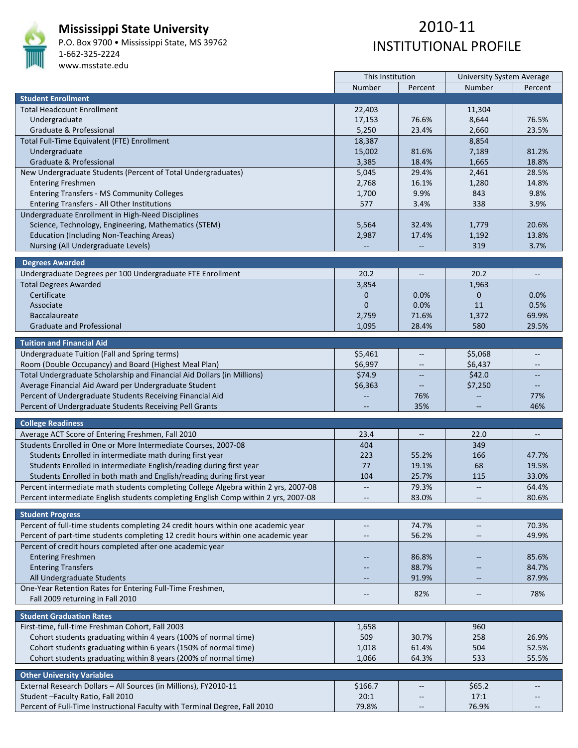# Mississippi State University

P.O. Box 9700 • Mississippi State, MS 39762
1-662-325-2224
www.msstate.edu

## 2010-11 INSTITUTIONAL PROFILE

| | This Institution | | University System Average | |
|---|---|---|---|---|
| | Number | Percent | Number | Percent |
| **Student Enrollment** | | | | |
| Total Headcount Enrollment | 22,403 | | 11,304 | |
| Undergraduate | 17,153 | 76.6% | 8,644 | 76.5% |
| Graduate & Professional | 5,250 | 23.4% | 2,660 | 23.5% |
| Total Full-Time Equivalent (FTE) Enrollment | 18,387 | | 8,854 | |
| Undergraduate | 15,002 | 81.6% | 7,189 | 81.2% |
| Graduate & Professional | 3,385 | 18.4% | 1,665 | 18.8% |
| New Undergraduate Students (Percent of Total Undergraduates) | 5,045 | 29.4% | 2,461 | 28.5% |
| Entering Freshmen | 2,768 | 16.1% | 1,280 | 14.8% |
| Entering Transfers - MS Community Colleges | 1,700 | 9.9% | 843 | 9.8% |
| Entering Transfers - All Other Institutions | 577 | 3.4% | 338 | 3.9% |
| Undergraduate Enrollment in High-Need Disciplines | | | | |
| Science, Technology, Engineering, Mathematics (STEM) | 5,564 | 32.4% | 1,779 | 20.6% |
| Education (Including Non-Teaching Areas) | 2,987 | 17.4% | 1,192 | 13.8% |
| Nursing (All Undergraduate Levels) | -- | -- | 319 | 3.7% |
| **Degrees Awarded** | | | | |
| Undergraduate Degrees per 100 Undergraduate FTE Enrollment | 20.2 | -- | 20.2 | -- |
| Total Degrees Awarded | 3,854 | | 1,963 | |
| Certificate | 0 | 0.0% | 0 | 0.0% |
| Associate | 0 | 0.0% | 11 | 0.5% |
| Baccalaureate | 2,759 | 71.6% | 1,372 | 69.9% |
| Graduate and Professional | 1,095 | 28.4% | 580 | 29.5% |
| **Tuition and Financial Aid** | | | | |
| Undergraduate Tuition (Fall and Spring terms) | $5,461 | -- | $5,068 | -- |
| Room (Double Occupancy) and Board (Highest Meal Plan) | $6,997 | -- | $6,437 | -- |
| Total Undergraduate Scholarship and Financial Aid Dollars (in Millions) | $74.9 | -- | $42.0 | -- |
| Average Financial Aid Award per Undergraduate Student | $6,363 | -- | $7,250 | -- |
| Percent of Undergraduate Students Receiving Financial Aid | -- | 76% | -- | 77% |
| Percent of Undergraduate Students Receiving Pell Grants | -- | 35% | -- | 46% |
| **College Readiness** | | | | |
| Average ACT Score of Entering Freshmen, Fall 2010 | 23.4 | -- | 22.0 | -- |
| Students Enrolled in One or More Intermediate Courses, 2007-08 | 404 | | 349 | |
| Students Enrolled in intermediate math during first year | 223 | 55.2% | 166 | 47.7% |
| Students Enrolled in intermediate English/reading during first year | 77 | 19.1% | 68 | 19.5% |
| Students Enrolled in both math and English/reading during first year | 104 | 25.7% | 115 | 33.0% |
| Percent intermediate math students completing College Algebra within 2 yrs, 2007-08 | -- | 79.3% | -- | 64.4% |
| Percent intermediate English students completing English Comp within 2 yrs, 2007-08 | -- | 83.0% | -- | 80.6% |
| **Student Progress** | | | | |
| Percent of full-time students completing 24 credit hours within one academic year | -- | 74.7% | -- | 70.3% |
| Percent of part-time students completing 12 credit hours within one academic year | -- | 56.2% | -- | 49.9% |
| Percent of credit hours completed after one academic year | | | | |
| Entering Freshmen | -- | 86.8% | -- | 85.6% |
| Entering Transfers | -- | 88.7% | -- | 84.7% |
| All Undergraduate Students | -- | 91.9% | -- | 87.9% |
| One-Year Retention Rates for Entering Full-Time Freshmen, Fall 2009 returning in Fall 2010 | -- | 82% | -- | 78% |
| **Student Graduation Rates** | | | | |
| First-time, full-time Freshman Cohort, Fall 2003 | 1,658 | | 960 | |
| Cohort students graduating within 4 years (100% of normal time) | 509 | 30.7% | 258 | 26.9% |
| Cohort students graduating within 6 years (150% of normal time) | 1,018 | 61.4% | 504 | 52.5% |
| Cohort students graduating within 8 years (200% of normal time) | 1,066 | 64.3% | 533 | 55.5% |
| **Other University Variables** | | | | |
| External Research Dollars – All Sources (in Millions), FY2010-11 | $166.7 | -- | $65.2 | -- |
| Student –Faculty Ratio, Fall 2010 | 20:1 | -- | 17:1 | -- |
| Percent of Full-Time Instructional Faculty with Terminal Degree, Fall 2010 | 79.8% | -- | 76.9% | -- |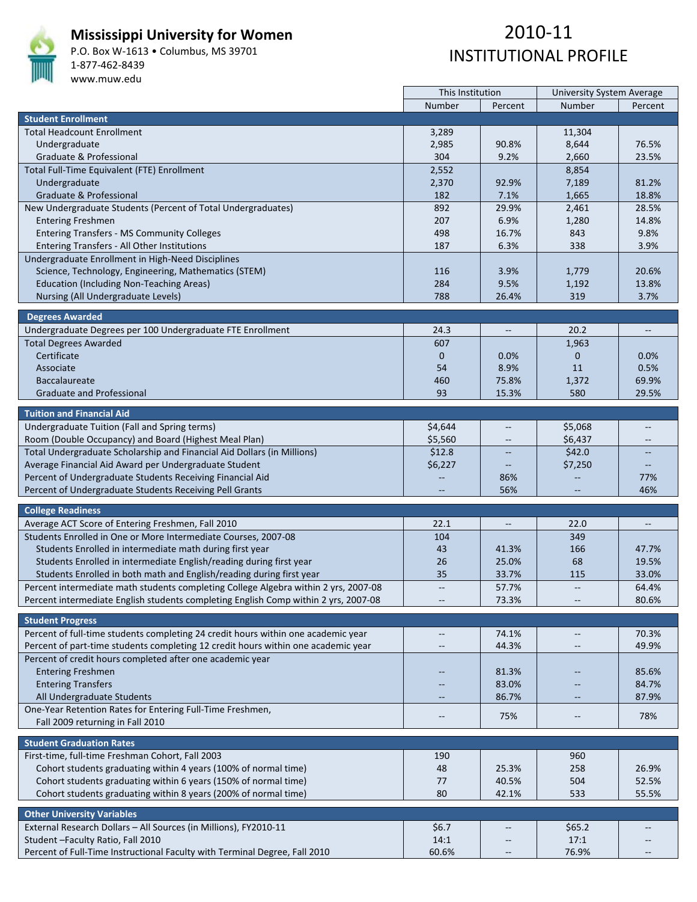# Mississippi University for Women

P.O. Box W-1613 • Columbus, MS 39701
1-877-462-8439
www.muw.edu

# 2010-11 INSTITUTIONAL PROFILE

| | This Institution | | University System Average | |
|---|---|---|---|---|
| | Number | Percent | Number | Percent |
| **Student Enrollment** | | | | |
| Total Headcount Enrollment | 3,289 | | 11,304 | |
| Undergraduate | 2,985 | 90.8% | 8,644 | 76.5% |
| Graduate & Professional | 304 | 9.2% | 2,660 | 23.5% |
| Total Full-Time Equivalent (FTE) Enrollment | 2,552 | | 8,854 | |
| Undergraduate | 2,370 | 92.9% | 7,189 | 81.2% |
| Graduate & Professional | 182 | 7.1% | 1,665 | 18.8% |
| New Undergraduate Students (Percent of Total Undergraduates) | 892 | 29.9% | 2,461 | 28.5% |
| Entering Freshmen | 207 | 6.9% | 1,280 | 14.8% |
| Entering Transfers - MS Community Colleges | 498 | 16.7% | 843 | 9.8% |
| Entering Transfers - All Other Institutions | 187 | 6.3% | 338 | 3.9% |
| Undergraduate Enrollment in High-Need Disciplines | | | | |
| Science, Technology, Engineering, Mathematics (STEM) | 116 | 3.9% | 1,779 | 20.6% |
| Education (Including Non-Teaching Areas) | 284 | 9.5% | 1,192 | 13.8% |
| Nursing (All Undergraduate Levels) | 788 | 26.4% | 319 | 3.7% |
| **Degrees Awarded** | | | | |
| Undergraduate Degrees per 100 Undergraduate FTE Enrollment | 24.3 | -- | 20.2 | -- |
| Total Degrees Awarded | 607 | | 1,963 | |
| Certificate | 0 | 0.0% | 0 | 0.0% |
| Associate | 54 | 8.9% | 11 | 0.5% |
| Baccalaureate | 460 | 75.8% | 1,372 | 69.9% |
| Graduate and Professional | 93 | 15.3% | 580 | 29.5% |
| **Tuition and Financial Aid** | | | | |
| Undergraduate Tuition (Fall and Spring terms) | $4,644 | -- | $5,068 | -- |
| Room (Double Occupancy) and Board (Highest Meal Plan) | $5,560 | -- | $6,437 | -- |
| Total Undergraduate Scholarship and Financial Aid Dollars (in Millions) | $12.8 | -- | $42.0 | -- |
| Average Financial Aid Award per Undergraduate Student | $6,227 | -- | $7,250 | -- |
| Percent of Undergraduate Students Receiving Financial Aid | -- | 86% | -- | 77% |
| Percent of Undergraduate Students Receiving Pell Grants | -- | 56% | -- | 46% |
| **College Readiness** | | | | |
| Average ACT Score of Entering Freshmen, Fall 2010 | 22.1 | -- | 22.0 | -- |
| Students Enrolled in One or More Intermediate Courses, 2007-08 | 104 | | 349 | |
| Students Enrolled in intermediate math during first year | 43 | 41.3% | 166 | 47.7% |
| Students Enrolled in intermediate English/reading during first year | 26 | 25.0% | 68 | 19.5% |
| Students Enrolled in both math and English/reading during first year | 35 | 33.7% | 115 | 33.0% |
| Percent intermediate math students completing College Algebra within 2 yrs, 2007-08 | -- | 57.7% | -- | 64.4% |
| Percent intermediate English students completing English Comp within 2 yrs, 2007-08 | -- | 73.3% | -- | 80.6% |
| **Student Progress** | | | | |
| Percent of full-time students completing 24 credit hours within one academic year | -- | 74.1% | -- | 70.3% |
| Percent of part-time students completing 12 credit hours within one academic year | -- | 44.3% | -- | 49.9% |
| Percent of credit hours completed after one academic year | | | | |
| Entering Freshmen | -- | 81.3% | -- | 85.6% |
| Entering Transfers | -- | 83.0% | -- | 84.7% |
| All Undergraduate Students | -- | 86.7% | -- | 87.9% |
| One-Year Retention Rates for Entering Full-Time Freshmen, Fall 2009 returning in Fall 2010 | -- | 75% | -- | 78% |
| **Student Graduation Rates** | | | | |
| First-time, full-time Freshman Cohort, Fall 2003 | 190 | | 960 | |
| Cohort students graduating within 4 years (100% of normal time) | 48 | 25.3% | 258 | 26.9% |
| Cohort students graduating within 6 years (150% of normal time) | 77 | 40.5% | 504 | 52.5% |
| Cohort students graduating within 8 years (200% of normal time) | 80 | 42.1% | 533 | 55.5% |
| **Other University Variables** | | | | |
| External Research Dollars – All Sources (in Millions), FY2010-11 | $6.7 | -- | $65.2 | -- |
| Student –Faculty Ratio, Fall 2010 | 14:1 | -- | 17:1 | -- |
| Percent of Full-Time Instructional Faculty with Terminal Degree, Fall 2010 | 60.6% | -- | 76.9% | -- |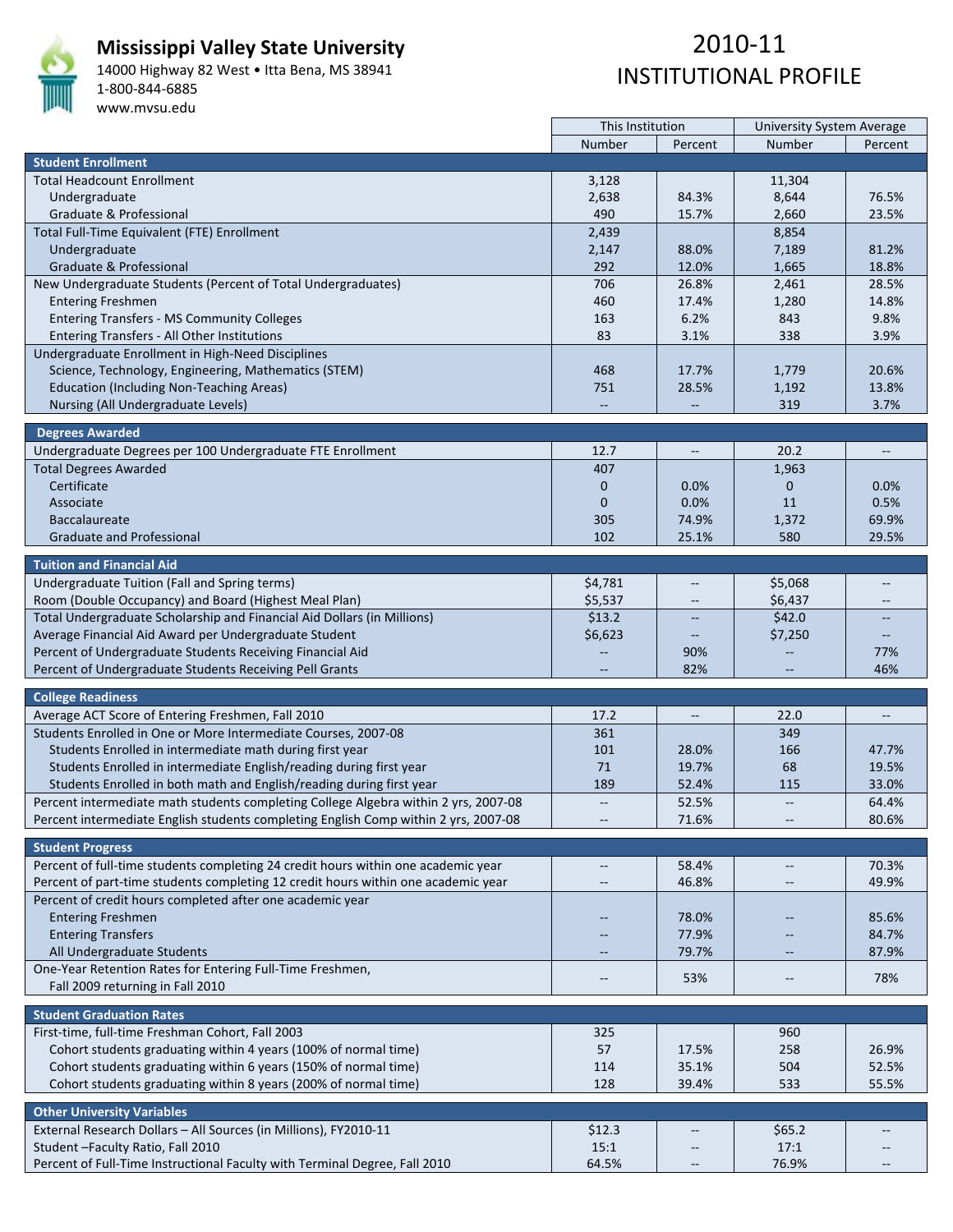# Mississippi Valley State University

14000 Highway 82 West • Itta Bena, MS 38941
1-800-844-6885
www.mvsu.edu

# 2010-11 INSTITUTIONAL PROFILE

| | This Institution | | University System Average | |
|---|---|---|---|---|
| | Number | Percent | Number | Percent |
| **Student Enrollment** | | | | |
| Total Headcount Enrollment | 3,128 | | 11,304 | |
| Undergraduate | 2,638 | 84.3% | 8,644 | 76.5% |
| Graduate & Professional | 490 | 15.7% | 2,660 | 23.5% |
| Total Full-Time Equivalent (FTE) Enrollment | 2,439 | | 8,854 | |
| Undergraduate | 2,147 | 88.0% | 7,189 | 81.2% |
| Graduate & Professional | 292 | 12.0% | 1,665 | 18.8% |
| New Undergraduate Students (Percent of Total Undergraduates) | 706 | 26.8% | 2,461 | 28.5% |
| Entering Freshmen | 460 | 17.4% | 1,280 | 14.8% |
| Entering Transfers - MS Community Colleges | 163 | 6.2% | 843 | 9.8% |
| Entering Transfers - All Other Institutions | 83 | 3.1% | 338 | 3.9% |
| Undergraduate Enrollment in High-Need Disciplines | | | | |
| Science, Technology, Engineering, Mathematics (STEM) | 468 | 17.7% | 1,779 | 20.6% |
| Education (Including Non-Teaching Areas) | 751 | 28.5% | 1,192 | 13.8% |
| Nursing (All Undergraduate Levels) | -- | -- | 319 | 3.7% |
| **Degrees Awarded** | | | | |
| Undergraduate Degrees per 100 Undergraduate FTE Enrollment | 12.7 | -- | 20.2 | -- |
| Total Degrees Awarded | 407 | | 1,963 | |
| Certificate | 0 | 0.0% | 0 | 0.0% |
| Associate | 0 | 0.0% | 11 | 0.5% |
| Baccalaureate | 305 | 74.9% | 1,372 | 69.9% |
| Graduate and Professional | 102 | 25.1% | 580 | 29.5% |
| **Tuition and Financial Aid** | | | | |
| Undergraduate Tuition (Fall and Spring terms) | $4,781 | -- | $5,068 | -- |
| Room (Double Occupancy) and Board (Highest Meal Plan) | $5,537 | -- | $6,437 | -- |
| Total Undergraduate Scholarship and Financial Aid Dollars (in Millions) | $13.2 | -- | $42.0 | -- |
| Average Financial Aid Award per Undergraduate Student | $6,623 | -- | $7,250 | -- |
| Percent of Undergraduate Students Receiving Financial Aid | -- | 90% | -- | 77% |
| Percent of Undergraduate Students Receiving Pell Grants | -- | 82% | -- | 46% |
| **College Readiness** | | | | |
| Average ACT Score of Entering Freshmen, Fall 2010 | 17.2 | -- | 22.0 | -- |
| Students Enrolled in One or More Intermediate Courses, 2007-08 | 361 | | 349 | |
| Students Enrolled in intermediate math during first year | 101 | 28.0% | 166 | 47.7% |
| Students Enrolled in intermediate English/reading during first year | 71 | 19.7% | 68 | 19.5% |
| Students Enrolled in both math and English/reading during first year | 189 | 52.4% | 115 | 33.0% |
| Percent intermediate math students completing College Algebra within 2 yrs, 2007-08 | -- | 52.5% | -- | 64.4% |
| Percent intermediate English students completing English Comp within 2 yrs, 2007-08 | -- | 71.6% | -- | 80.6% |
| **Student Progress** | | | | |
| Percent of full-time students completing 24 credit hours within one academic year | -- | 58.4% | -- | 70.3% |
| Percent of part-time students completing 12 credit hours within one academic year | -- | 46.8% | -- | 49.9% |
| Percent of credit hours completed after one academic year | | | | |
| Entering Freshmen | -- | 78.0% | -- | 85.6% |
| Entering Transfers | -- | 77.9% | -- | 84.7% |
| All Undergraduate Students | -- | 79.7% | -- | 87.9% |
| One-Year Retention Rates for Entering Full-Time Freshmen, Fall 2009 returning in Fall 2010 | -- | 53% | -- | 78% |
| **Student Graduation Rates** | | | | |
| First-time, full-time Freshman Cohort, Fall 2003 | 325 | | 960 | |
| Cohort students graduating within 4 years (100% of normal time) | 57 | 17.5% | 258 | 26.9% |
| Cohort students graduating within 6 years (150% of normal time) | 114 | 35.1% | 504 | 52.5% |
| Cohort students graduating within 8 years (200% of normal time) | 128 | 39.4% | 533 | 55.5% |
| **Other University Variables** | | | | |
| External Research Dollars – All Sources (in Millions), FY2010-11 | $12.3 | -- | $65.2 | -- |
| Student –Faculty Ratio, Fall 2010 | 15:1 | -- | 17:1 | -- |
| Percent of Full-Time Instructional Faculty with Terminal Degree, Fall 2010 | 64.5% | -- | 76.9% | -- |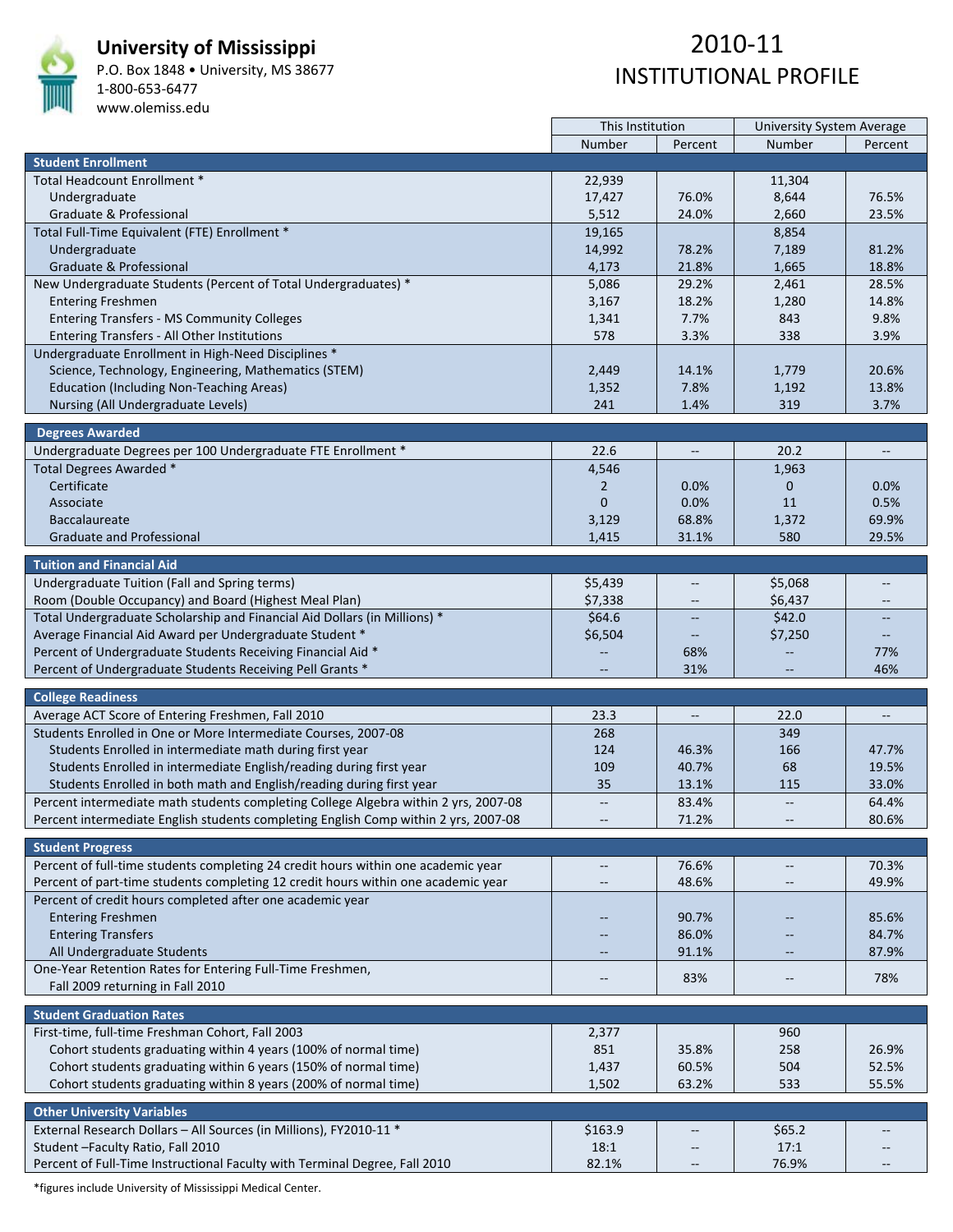# University of Mississippi

P.O. Box 1848 • University, MS 38677
1-800-653-6477
www.olemiss.edu

# 2010-11 INSTITUTIONAL PROFILE

| | This Institution | | University System Average | |
|---|---|---|---|---|
| | Number | Percent | Number | Percent |
| **Student Enrollment** | | | | |
| Total Headcount Enrollment * | 22,939 | | 11,304 | |
| Undergraduate | 17,427 | 76.0% | 8,644 | 76.5% |
| Graduate & Professional | 5,512 | 24.0% | 2,660 | 23.5% |
| Total Full-Time Equivalent (FTE) Enrollment * | 19,165 | | 8,854 | |
| Undergraduate | 14,992 | 78.2% | 7,189 | 81.2% |
| Graduate & Professional | 4,173 | 21.8% | 1,665 | 18.8% |
| New Undergraduate Students (Percent of Total Undergraduates) * | 5,086 | 29.2% | 2,461 | 28.5% |
| Entering Freshmen | 3,167 | 18.2% | 1,280 | 14.8% |
| Entering Transfers - MS Community Colleges | 1,341 | 7.7% | 843 | 9.8% |
| Entering Transfers - All Other Institutions | 578 | 3.3% | 338 | 3.9% |
| Undergraduate Enrollment in High-Need Disciplines * | | | | |
| Science, Technology, Engineering, Mathematics (STEM) | 2,449 | 14.1% | 1,779 | 20.6% |
| Education (Including Non-Teaching Areas) | 1,352 | 7.8% | 1,192 | 13.8% |
| Nursing (All Undergraduate Levels) | 241 | 1.4% | 319 | 3.7% |
| **Degrees Awarded** | | | | |
| Undergraduate Degrees per 100 Undergraduate FTE Enrollment * | 22.6 | -- | 20.2 | -- |
| Total Degrees Awarded * | 4,546 | | 1,963 | |
| Certificate | 2 | 0.0% | 0 | 0.0% |
| Associate | 0 | 0.0% | 11 | 0.5% |
| Baccalaureate | 3,129 | 68.8% | 1,372 | 69.9% |
| Graduate and Professional | 1,415 | 31.1% | 580 | 29.5% |
| **Tuition and Financial Aid** | | | | |
| Undergraduate Tuition (Fall and Spring terms) | $5,439 | -- | $5,068 | -- |
| Room (Double Occupancy) and Board (Highest Meal Plan) | $7,338 | -- | $6,437 | -- |
| Total Undergraduate Scholarship and Financial Aid Dollars (in Millions) * | $64.6 | -- | $42.0 | -- |
| Average Financial Aid Award per Undergraduate Student * | $6,504 | -- | $7,250 | -- |
| Percent of Undergraduate Students Receiving Financial Aid * | -- | 68% | -- | 77% |
| Percent of Undergraduate Students Receiving Pell Grants * | -- | 31% | -- | 46% |
| **College Readiness** | | | | |
| Average ACT Score of Entering Freshmen, Fall 2010 | 23.3 | -- | 22.0 | -- |
| Students Enrolled in One or More Intermediate Courses, 2007-08 | 268 | | 349 | |
| Students Enrolled in intermediate math during first year | 124 | 46.3% | 166 | 47.7% |
| Students Enrolled in intermediate English/reading during first year | 109 | 40.7% | 68 | 19.5% |
| Students Enrolled in both math and English/reading during first year | 35 | 13.1% | 115 | 33.0% |
| Percent intermediate math students completing College Algebra within 2 yrs, 2007-08 | -- | 83.4% | -- | 64.4% |
| Percent intermediate English students completing English Comp within 2 yrs, 2007-08 | -- | 71.2% | -- | 80.6% |
| **Student Progress** | | | | |
| Percent of full-time students completing 24 credit hours within one academic year | -- | 76.6% | -- | 70.3% |
| Percent of part-time students completing 12 credit hours within one academic year | -- | 48.6% | -- | 49.9% |
| Percent of credit hours completed after one academic year | | | | |
| Entering Freshmen | -- | 90.7% | -- | 85.6% |
| Entering Transfers | -- | 86.0% | -- | 84.7% |
| All Undergraduate Students | -- | 91.1% | -- | 87.9% |
| One-Year Retention Rates for Entering Full-Time Freshmen, Fall 2009 returning in Fall 2010 | -- | 83% | -- | 78% |
| **Student Graduation Rates** | | | | |
| First-time, full-time Freshman Cohort, Fall 2003 | 2,377 | | 960 | |
| Cohort students graduating within 4 years (100% of normal time) | 851 | 35.8% | 258 | 26.9% |
| Cohort students graduating within 6 years (150% of normal time) | 1,437 | 60.5% | 504 | 52.5% |
| Cohort students graduating within 8 years (200% of normal time) | 1,502 | 63.2% | 533 | 55.5% |
| **Other University Variables** | | | | |
| External Research Dollars – All Sources (in Millions), FY2010-11 * | $163.9 | -- | $65.2 | -- |
| Student –Faculty Ratio, Fall 2010 | 18:1 | -- | 17:1 | -- |
| Percent of Full-Time Instructional Faculty with Terminal Degree, Fall 2010 | 82.1% | -- | 76.9% | -- |

*figures include University of Mississippi Medical Center.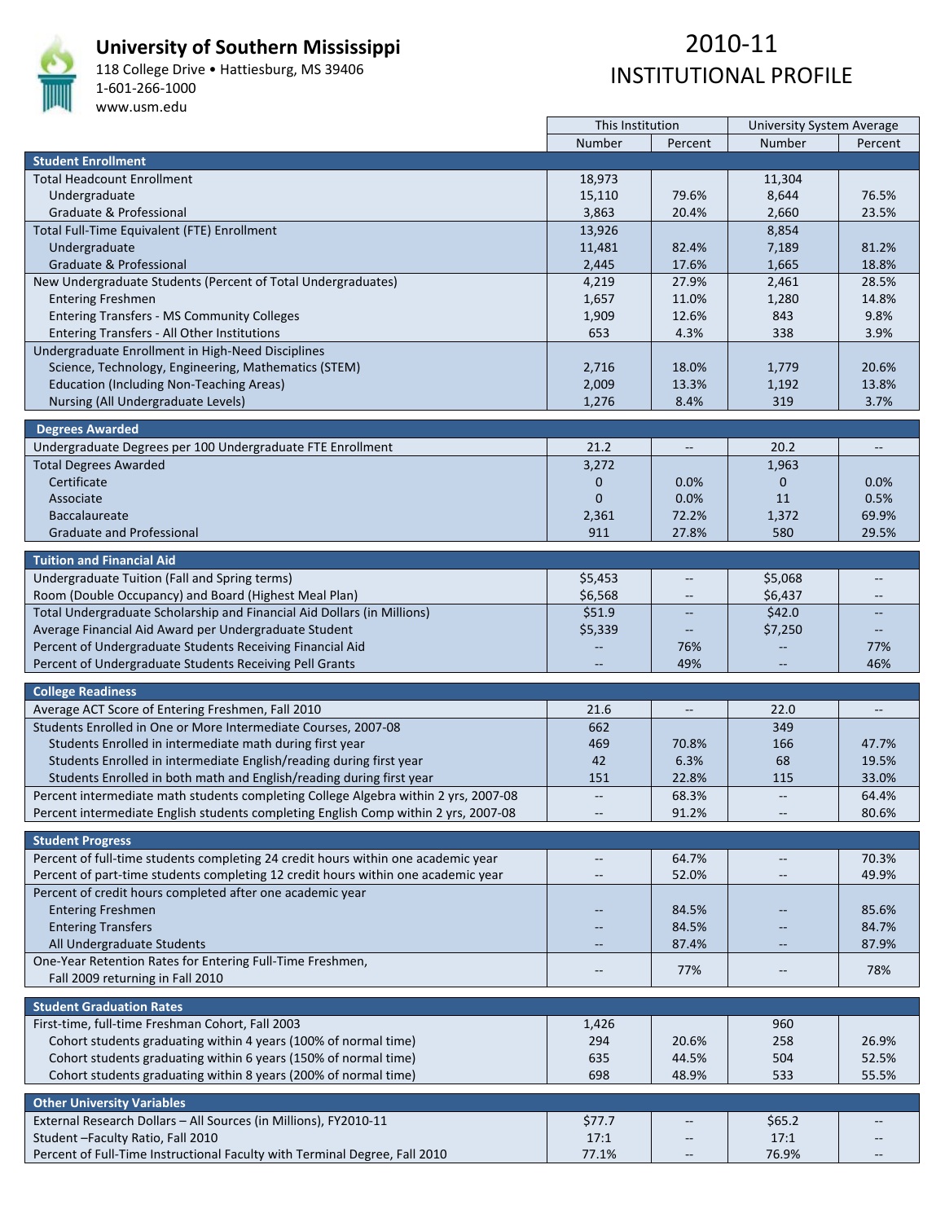# University of Southern Mississippi

118 College Drive • Hattiesburg, MS 39406
1-601-266-1000
www.usm.edu

## 2010-11 INSTITUTIONAL PROFILE

| | This Institution | | University System Average | |
|---|---|---|---|---|
| | Number | Percent | Number | Percent |
| **Student Enrollment** | | | | |
| Total Headcount Enrollment | 18,973 | | 11,304 | |
| Undergraduate | 15,110 | 79.6% | 8,644 | 76.5% |
| Graduate & Professional | 3,863 | 20.4% | 2,660 | 23.5% |
| Total Full-Time Equivalent (FTE) Enrollment | 13,926 | | 8,854 | |
| Undergraduate | 11,481 | 82.4% | 7,189 | 81.2% |
| Graduate & Professional | 2,445 | 17.6% | 1,665 | 18.8% |
| New Undergraduate Students (Percent of Total Undergraduates) | 4,219 | 27.9% | 2,461 | 28.5% |
| Entering Freshmen | 1,657 | 11.0% | 1,280 | 14.8% |
| Entering Transfers - MS Community Colleges | 1,909 | 12.6% | 843 | 9.8% |
| Entering Transfers - All Other Institutions | 653 | 4.3% | 338 | 3.9% |
| Undergraduate Enrollment in High-Need Disciplines | | | | |
| Science, Technology, Engineering, Mathematics (STEM) | 2,716 | 18.0% | 1,779 | 20.6% |
| Education (Including Non-Teaching Areas) | 2,009 | 13.3% | 1,192 | 13.8% |
| Nursing (All Undergraduate Levels) | 1,276 | 8.4% | 319 | 3.7% |
| **Degrees Awarded** | | | | |
| Undergraduate Degrees per 100 Undergraduate FTE Enrollment | 21.2 | -- | 20.2 | -- |
| Total Degrees Awarded | 3,272 | | 1,963 | |
| Certificate | 0 | 0.0% | 0 | 0.0% |
| Associate | 0 | 0.0% | 11 | 0.5% |
| Baccalaureate | 2,361 | 72.2% | 1,372 | 69.9% |
| Graduate and Professional | 911 | 27.8% | 580 | 29.5% |
| **Tuition and Financial Aid** | | | | |
| Undergraduate Tuition (Fall and Spring terms) | $5,453 | -- | $5,068 | -- |
| Room (Double Occupancy) and Board (Highest Meal Plan) | $6,568 | -- | $6,437 | -- |
| Total Undergraduate Scholarship and Financial Aid Dollars (in Millions) | $51.9 | -- | $42.0 | -- |
| Average Financial Aid Award per Undergraduate Student | $5,339 | -- | $7,250 | -- |
| Percent of Undergraduate Students Receiving Financial Aid | -- | 76% | -- | 77% |
| Percent of Undergraduate Students Receiving Pell Grants | -- | 49% | -- | 46% |
| **College Readiness** | | | | |
| Average ACT Score of Entering Freshmen, Fall 2010 | 21.6 | -- | 22.0 | -- |
| Students Enrolled in One or More Intermediate Courses, 2007-08 | 662 | | 349 | |
| Students Enrolled in intermediate math during first year | 469 | 70.8% | 166 | 47.7% |
| Students Enrolled in intermediate English/reading during first year | 42 | 6.3% | 68 | 19.5% |
| Students Enrolled in both math and English/reading during first year | 151 | 22.8% | 115 | 33.0% |
| Percent intermediate math students completing College Algebra within 2 yrs, 2007-08 | -- | 68.3% | -- | 64.4% |
| Percent intermediate English students completing English Comp within 2 yrs, 2007-08 | -- | 91.2% | -- | 80.6% |
| **Student Progress** | | | | |
| Percent of full-time students completing 24 credit hours within one academic year | -- | 64.7% | -- | 70.3% |
| Percent of part-time students completing 12 credit hours within one academic year | -- | 52.0% | -- | 49.9% |
| Percent of credit hours completed after one academic year | | | | |
| Entering Freshmen | -- | 84.5% | -- | 85.6% |
| Entering Transfers | -- | 84.5% | -- | 84.7% |
| All Undergraduate Students | -- | 87.4% | -- | 87.9% |
| One-Year Retention Rates for Entering Full-Time Freshmen, Fall 2009 returning in Fall 2010 | -- | 77% | -- | 78% |
| **Student Graduation Rates** | | | | |
| First-time, full-time Freshman Cohort, Fall 2003 | 1,426 | | 960 | |
| Cohort students graduating within 4 years (100% of normal time) | 294 | 20.6% | 258 | 26.9% |
| Cohort students graduating within 6 years (150% of normal time) | 635 | 44.5% | 504 | 52.5% |
| Cohort students graduating within 8 years (200% of normal time) | 698 | 48.9% | 533 | 55.5% |
| **Other University Variables** | | | | |
| External Research Dollars – All Sources (in Millions), FY2010-11 | $77.7 | -- | $65.2 | -- |
| Student –Faculty Ratio, Fall 2010 | 17:1 | -- | 17:1 | -- |
| Percent of Full-Time Instructional Faculty with Terminal Degree, Fall 2010 | 77.1% | -- | 76.9% | -- |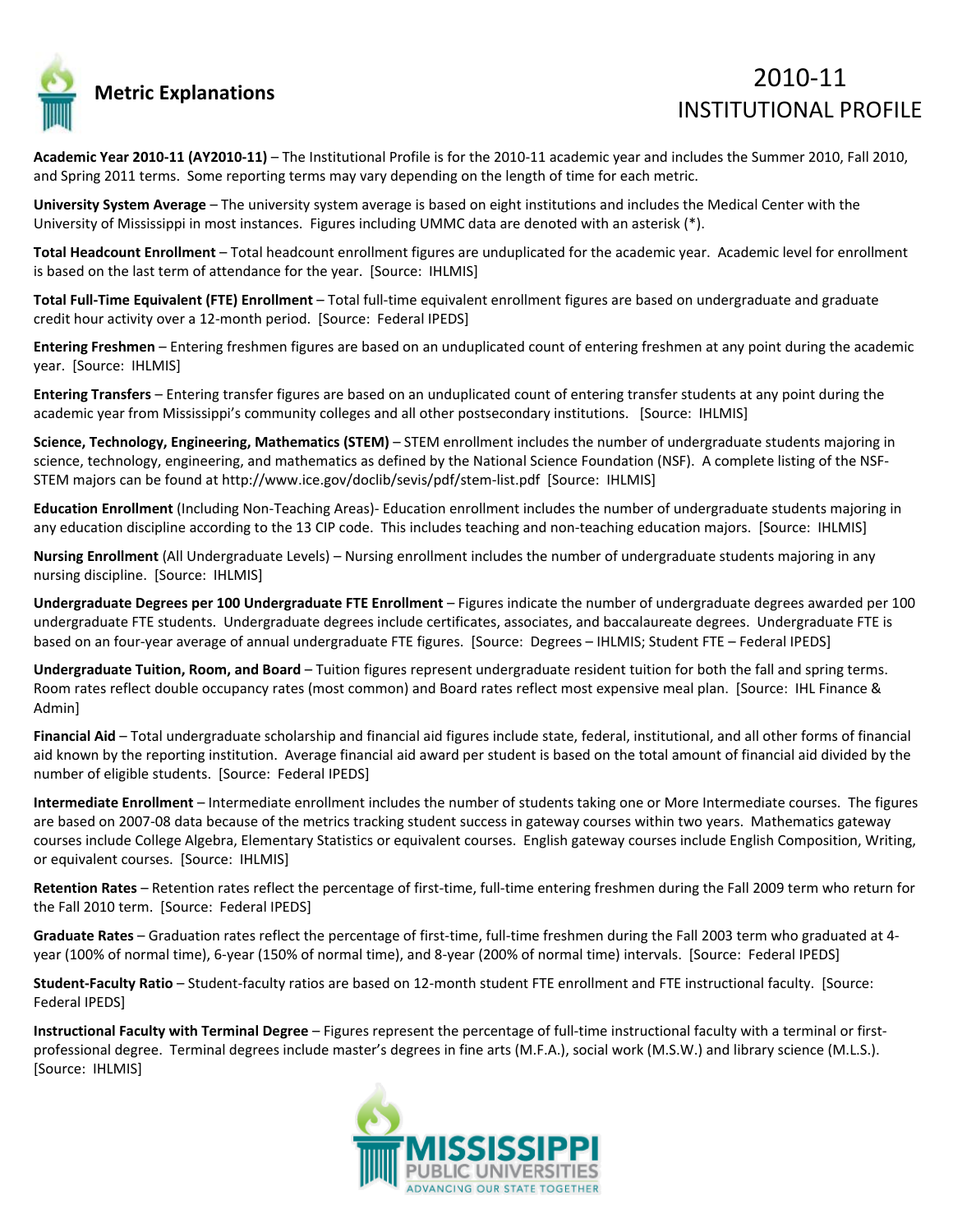# Metric Explanations

## 2010-11 INSTITUTIONAL PROFILE

**Academic Year 2010-11 (AY2010-11)** – The Institutional Profile is for the 2010-11 academic year and includes the Summer 2010, Fall 2010, and Spring 2011 terms. Some reporting terms may vary depending on the length of time for each metric.

**University System Average** – The university system average is based on eight institutions and includes the Medical Center with the University of Mississippi in most instances. Figures including UMMC data are denoted with an asterisk (*).

**Total Headcount Enrollment** – Total headcount enrollment figures are unduplicated for the academic year. Academic level for enrollment is based on the last term of attendance for the year. [Source: IHLMIS]

**Total Full-Time Equivalent (FTE) Enrollment** – Total full-time equivalent enrollment figures are based on undergraduate and graduate credit hour activity over a 12-month period. [Source: Federal IPEDS]

**Entering Freshmen** – Entering freshmen figures are based on an unduplicated count of entering freshmen at any point during the academic year. [Source: IHLMIS]

**Entering Transfers** – Entering transfer figures are based on an unduplicated count of entering transfer students at any point during the academic year from Mississippi's community colleges and all other postsecondary institutions. [Source: IHLMIS]

**Science, Technology, Engineering, Mathematics (STEM)** – STEM enrollment includes the number of undergraduate students majoring in science, technology, engineering, and mathematics as defined by the National Science Foundation (NSF). A complete listing of the NSF-STEM majors can be found at http://www.ice.gov/doclib/sevis/pdf/stem-list.pdf [Source: IHLMIS]

**Education Enrollment** (Including Non-Teaching Areas)- Education enrollment includes the number of undergraduate students majoring in any education discipline according to the 13 CIP code. This includes teaching and non-teaching education majors. [Source: IHLMIS]

**Nursing Enrollment** (All Undergraduate Levels) – Nursing enrollment includes the number of undergraduate students majoring in any nursing discipline. [Source: IHLMIS]

**Undergraduate Degrees per 100 Undergraduate FTE Enrollment** – Figures indicate the number of undergraduate degrees awarded per 100 undergraduate FTE students. Undergraduate degrees include certificates, associates, and baccalaureate degrees. Undergraduate FTE is based on an four-year average of annual undergraduate FTE figures. [Source: Degrees – IHLMIS; Student FTE – Federal IPEDS]

**Undergraduate Tuition, Room, and Board** – Tuition figures represent undergraduate resident tuition for both the fall and spring terms. Room rates reflect double occupancy rates (most common) and Board rates reflect most expensive meal plan. [Source: IHL Finance & Admin]

**Financial Aid** – Total undergraduate scholarship and financial aid figures include state, federal, institutional, and all other forms of financial aid known by the reporting institution. Average financial aid award per student is based on the total amount of financial aid divided by the number of eligible students. [Source: Federal IPEDS]

**Intermediate Enrollment** – Intermediate enrollment includes the number of students taking one or More Intermediate courses. The figures are based on 2007-08 data because of the metrics tracking student success in gateway courses within two years. Mathematics gateway courses include College Algebra, Elementary Statistics or equivalent courses. English gateway courses include English Composition, Writing, or equivalent courses. [Source: IHLMIS]

**Retention Rates** – Retention rates reflect the percentage of first-time, full-time entering freshmen during the Fall 2009 term who return for the Fall 2010 term. [Source: Federal IPEDS]

**Graduate Rates** – Graduation rates reflect the percentage of first-time, full-time freshmen during the Fall 2003 term who graduated at 4-year (100% of normal time), 6-year (150% of normal time), and 8-year (200% of normal time) intervals. [Source: Federal IPEDS]

**Student-Faculty Ratio** – Student-faculty ratios are based on 12-month student FTE enrollment and FTE instructional faculty. [Source: Federal IPEDS]

**Instructional Faculty with Terminal Degree** – Figures represent the percentage of full-time instructional faculty with a terminal or first-professional degree. Terminal degrees include master's degrees in fine arts (M.F.A.), social work (M.S.W.) and library science (M.L.S.). [Source: IHLMIS]

MISSISSIPPI PUBLIC UNIVERSITIES
ADVANCING OUR STATE TOGETHER